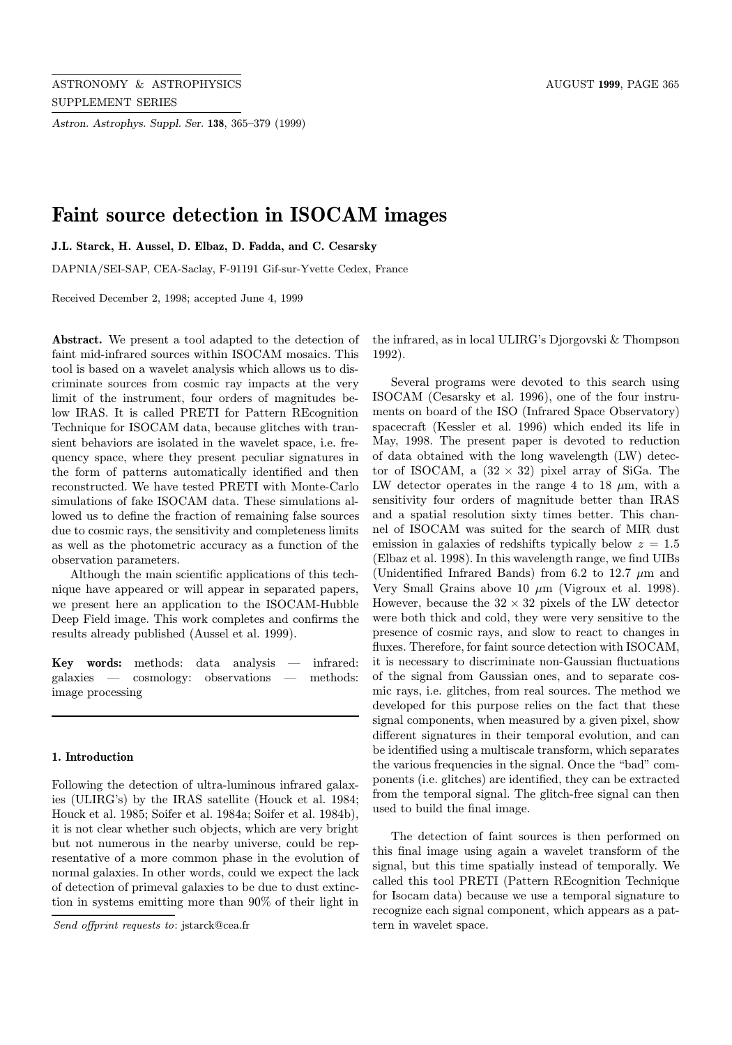# Faint source detection in ISOCAM images

**J.L. Starck, H. Aussel, D. Elbaz, D. Fadda, and C. Cesarsky**

DAPNIA/SEI-SAP, CEA-Saclay, F-91191 Gif-sur-Yvette Cedex, France

Received December 2, 1998; accepted June 4, 1999

**Abstract.** We present a tool adapted to the detection of faint mid-infrared sources within ISOCAM mosaics. This tool is based on a wavelet analysis which allows us to discriminate sources from cosmic ray impacts at the very limit of the instrument, four orders of magnitudes below IRAS. It is called PRETI for Pattern REcognition Technique for ISOCAM data, because glitches with transient behaviors are isolated in the wavelet space, i.e. frequency space, where they present peculiar signatures in the form of patterns automatically identified and then reconstructed. We have tested PRETI with Monte-Carlo simulations of fake ISOCAM data. These simulations allowed us to define the fraction of remaining false sources due to cosmic rays, the sensitivity and completeness limits as well as the photometric accuracy as a function of the observation parameters.

Although the main scientific applications of this technique have appeared or will appear in separated papers, we present here an application to the ISOCAM-Hubble Deep Field image. This work completes and confirms the results already published (Aussel et al. 1999).

**Key words:** methods: data analysis — infrared: galaxies — cosmology: observations — methods: image processing

### 1. Introduction

Following the detection of ultra-luminous infrared galaxies (ULIRG's) by the IRAS satellite (Houck et al. 1984; Houck et al. 1985; Soifer et al. 1984a; Soifer et al. 1984b), it is not clear whether such objects, which are very bright but not numerous in the nearby universe, could be representative of a more common phase in the evolution of normal galaxies. In other words, could we expect the lack of detection of primeval galaxies to be due to dust extinction in systems emitting more than 90% of their light in the infrared, as in local ULIRG's Djorgovski & Thompson 1992).

Several programs were devoted to this search using ISOCAM (Cesarsky et al. 1996), one of the four instruments on board of the ISO (Infrared Space Observatory) spacecraft (Kessler et al. 1996) which ended its life in May, 1998. The present paper is devoted to reduction of data obtained with the long wavelength (LW) detector of ISOCAM, a $(32 \times 32)$ pixel array of SiGa. The LW detector operates in the range 4 to 18 $\mu$m, with a sensitivity four orders of magnitude better than IRAS and a spatial resolution sixty times better. This channel of ISOCAM was suited for the search of MIR dust emission in galaxies of redshifts typically below $z = 1.5$ (Elbaz et al. 1998). In this wavelength range, we find UIBs (Unidentified Infrared Bands) from 6.2 to 12.7 $\mu$m and Very Small Grains above 10 $\mu$m (Vigroux et al. 1998). However, because the $32 \times 32$ pixels of the LW detector were both thick and cold, they were very sensitive to the presence of cosmic rays, and slow to react to changes in fluxes. Therefore, for faint source detection with ISOCAM, it is necessary to discriminate non-Gaussian fluctuations of the signal from Gaussian ones, and to separate cosmic rays, i.e. glitches, from real sources. The method we developed for this purpose relies on the fact that these signal components, when measured by a given pixel, show different signatures in their temporal evolution, and can be identified using a multiscale transform, which separates the various frequencies in the signal. Once the "bad" components (i.e. glitches) are identified, they can be extracted from the temporal signal. The glitch-free signal can then used to build the final image.

The detection of faint sources is then performed on this final image using again a wavelet transform of the signal, but this time spatially instead of temporally. We called this tool PRETI (Pattern REcognition Technique for Isocam data) because we use a temporal signature to recognize each signal component, which appears as a pattern in wavelet space.

*Send offprint requests to*: jstarck@cea.fr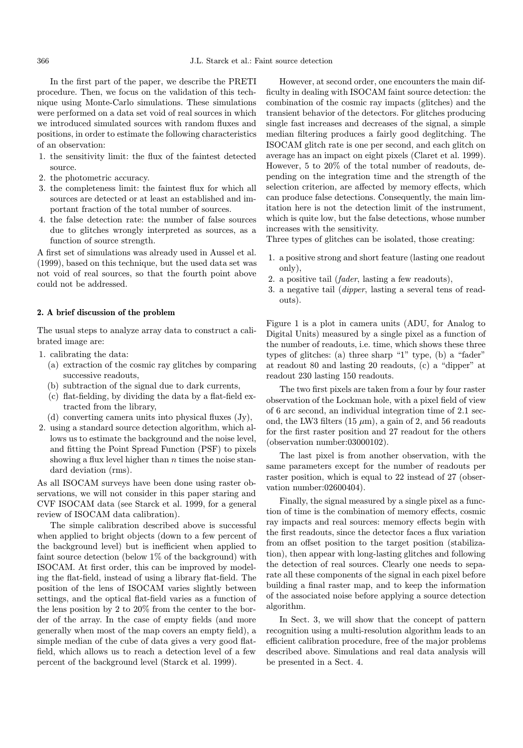In the first part of the paper, we describe the PRETI procedure. Then, we focus on the validation of this technique using Monte-Carlo simulations. These simulations were performed on a data set void of real sources in which we introduced simulated sources with random fluxes and positions, in order to estimate the following characteristics of an observation:

1. the sensitivity limit: the flux of the faintest detected source.
2. the photometric accuracy.
3. the completeness limit: the faintest flux for which all sources are detected or at least an established and important fraction of the total number of sources.
4. the false detection rate: the number of false sources due to glitches wrongly interpreted as sources, as a function of source strength.

A first set of simulations was already used in Aussel et al. (1999), based on this technique, but the used data set was not void of real sources, so that the fourth point above could not be addressed.

## 2. A brief discussion of the problem

The usual steps to analyze array data to construct a calibrated image are:

1. calibrating the data:
   (a) extraction of the cosmic ray glitches by comparing successive readouts,
   (b) subtraction of the signal due to dark currents,
   (c) flat-fielding, by dividing the data by a flat-field extracted from the library,
   (d) converting camera units into physical fluxes (Jy),
2. using a standard source detection algorithm, which allows us to estimate the background and the noise level, and fitting the Point Spread Function (PSF) to pixels showing a flux level higher than $n$ times the noise standard deviation (rms).

As all ISOCAM surveys have been done using raster observations, we will not consider in this paper staring and CVF ISOCAM data (see Starck et al. 1999, for a general review of ISOCAM data calibration).

The simple calibration described above is successful when applied to bright objects (down to a few percent of the background level) but is inefficient when applied to faint source detection (below 1% of the background) with ISOCAM. At first order, this can be improved by modeling the flat-field, instead of using a library flat-field. The position of the lens of ISOCAM varies slightly between settings, and the optical flat-field varies as a function of the lens position by 2 to 20% from the center to the border of the array. In the case of empty fields (and more generally when most of the map covers an empty field), a simple median of the cube of data gives a very good flat-field, which allows us to reach a detection level of a few percent of the background level (Starck et al. 1999).

However, at second order, one encounters the main difficulty in dealing with ISOCAM faint source detection: the combination of the cosmic ray impacts (glitches) and the transient behavior of the detectors. For glitches producing single fast increases and decreases of the signal, a simple median filtering produces a fairly good deglitching. The ISOCAM glitch rate is one per second, and each glitch on average has an impact on eight pixels (Claret et al. 1999). However, 5 to 20% of the total number of readouts, depending on the integration time and the strength of the selection criterion, are affected by memory effects, which can produce false detections. Consequently, the main limitation here is not the detection limit of the instrument, which is quite low, but the false detections, whose number increases with the sensitivity.

Three types of glitches can be isolated, those creating:

1. a positive strong and short feature (lasting one readout only),
2. a positive tail (*fader*, lasting a few readouts),
3. a negative tail (*dipper*, lasting a several tens of readouts).

Figure 1 is a plot in camera units (ADU, for Analog to Digital Units) measured by a single pixel as a function of the number of readouts, i.e. time, which shows these three types of glitches: (a) three sharp "1" type, (b) a "fader" at readout 80 and lasting 20 readouts, (c) a "dipper" at readout 230 lasting 150 readouts.

The two first pixels are taken from a four by four raster observation of the Lockman hole, with a pixel field of view of 6 arc second, an individual integration time of 2.1 second, the LW3 filters (15 $\mu$m), a gain of 2, and 56 readouts for the first raster position and 27 readout for the others (observation number:03000102).

The last pixel is from another observation, with the same parameters except for the number of readouts per raster position, which is equal to 22 instead of 27 (observation number:02600404).

Finally, the signal measured by a single pixel as a function of time is the combination of memory effects, cosmic ray impacts and real sources: memory effects begin with the first readouts, since the detector faces a flux variation from an offset position to the target position (stabilization), then appear with long-lasting glitches and following the detection of real sources. Clearly one needs to separate all these components of the signal in each pixel before building a final raster map, and to keep the information of the associated noise before applying a source detection algorithm.

In Sect. 3, we will show that the concept of pattern recognition using a multi-resolution algorithm leads to an efficient calibration procedure, free of the major problems described above. Simulations and real data analysis will be presented in a Sect. 4.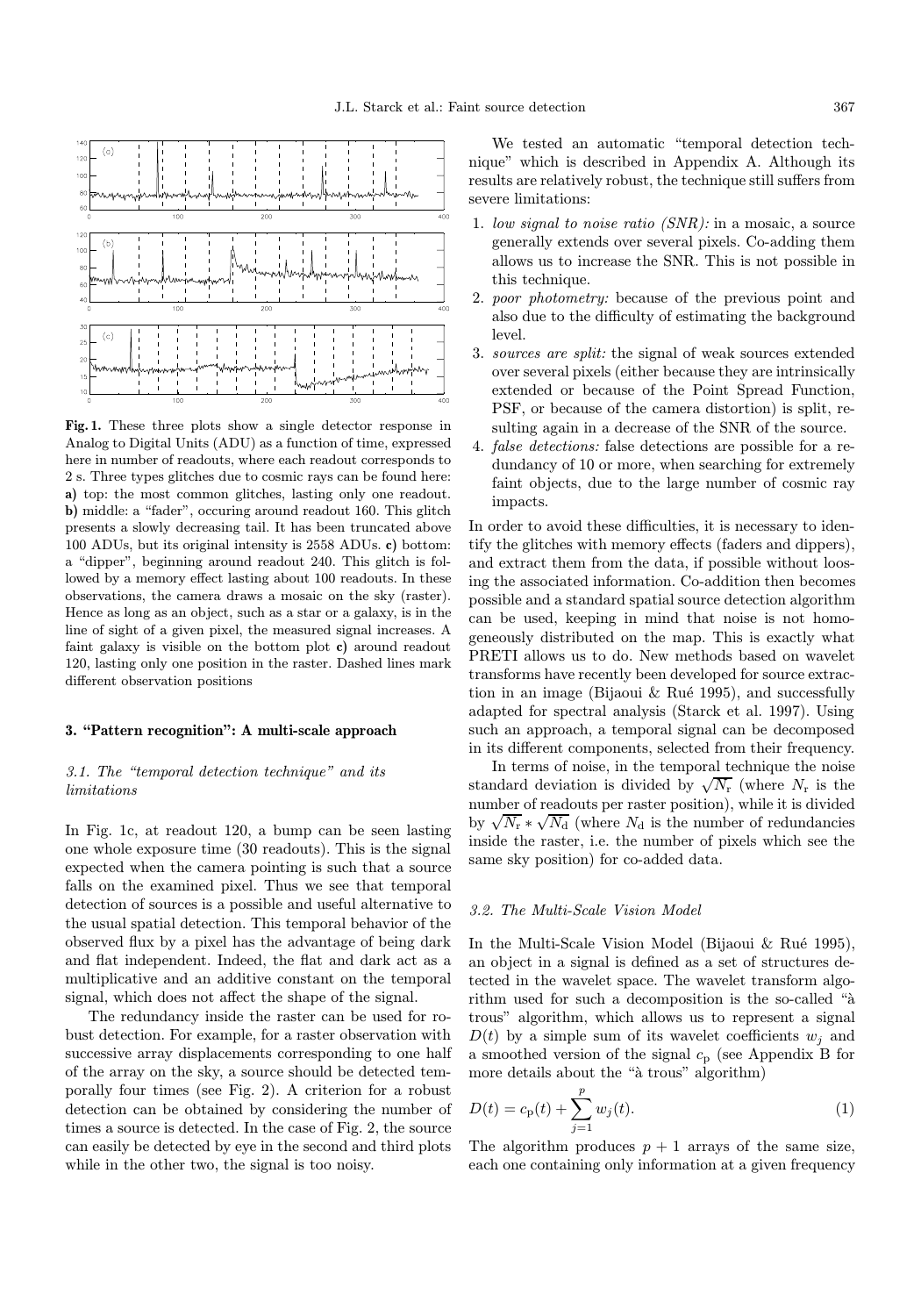**Fig. 1.** These three plots show a single detector response in Analog to Digital Units (ADU) as a function of time, expressed here in number of readouts, where each readout corresponds to 2 s. Three types glitches due to cosmic rays can be found here: **a)** top: the most common glitches, lasting only one readout. **b)** middle: a "fader", occuring around readout 160. This glitch presents a slowly decreasing tail. It has been truncated above 100 ADUs, but its original intensity is 2558 ADUs. **c)** bottom: a "dipper", beginning around readout 240. This glitch is followed by a memory effect lasting about 100 readouts. In these observations, the camera draws a mosaic on the sky (raster). Hence as long as an object, such as a star or a galaxy, is in the line of sight of a given pixel, the measured signal increases. A faint galaxy is visible on the bottom plot **c)** around readout 120, lasting only one position in the raster. Dashed lines mark different observation positions

## 3. "Pattern recognition": A multi-scale approach

### *3.1. The "temporal detection technique" and its limitations*

In Fig. 1c, at readout 120, a bump can be seen lasting one whole exposure time (30 readouts). This is the signal expected when the camera pointing is such that a source falls on the examined pixel. Thus we see that temporal detection of sources is a possible and useful alternative to the usual spatial detection. This temporal behavior of the observed flux by a pixel has the advantage of being dark and flat independent. Indeed, the flat and dark act as a multiplicative and an additive constant on the temporal signal, which does not affect the shape of the signal.

The redundancy inside the raster can be used for robust detection. For example, for a raster observation with successive array displacements corresponding to one half of the array on the sky, a source should be detected temporally four times (see Fig. 2). A criterion for a robust detection can be obtained by considering the number of times a source is detected. In the case of Fig. 2, the source can easily be detected by eye in the second and third plots while in the other two, the signal is too noisy.

We tested an automatic "temporal detection technique" which is described in Appendix A. Although its results are relatively robust, the technique still suffers from severe limitations:

1. *low signal to noise ratio (SNR):* in a mosaic, a source generally extends over several pixels. Co-adding them allows us to increase the SNR. This is not possible in this technique.
2. *poor photometry:* because of the previous point and also due to the difficulty of estimating the background level.
3. *sources are split:* the signal of weak sources extended over several pixels (either because they are intrinsically extended or because of the Point Spread Function, PSF, or because of the camera distortion) is split, resulting again in a decrease of the SNR of the source.
4. *false detections:* false detections are possible for a redundancy of 10 or more, when searching for extremely faint objects, due to the large number of cosmic ray impacts.

In order to avoid these difficulties, it is necessary to identify the glitches with memory effects (faders and dippers), and extract them from the data, if possible without loosing the associated information. Co-addition then becomes possible and a standard spatial source detection algorithm can be used, keeping in mind that noise is not homogeneously distributed on the map. This is exactly what PRETI allows us to do. New methods based on wavelet transforms have recently been developed for source extraction in an image (Bijaoui & Rué 1995), and successfully adapted for spectral analysis (Starck et al. 1997). Using such an approach, a temporal signal can be decomposed in its different components, selected from their frequency.

In terms of noise, in the temporal technique the noise standard deviation is divided by $\sqrt{N_{\rm r}}$ (where $N_{\rm r}$ is the number of readouts per raster position), while it is divided by $\sqrt{N_{\rm r}} * \sqrt{N_{\rm d}}$ (where $N_{\rm d}$ is the number of redundancies inside the raster, i.e. the number of pixels which see the same sky position) for co-added data.

### *3.2. The Multi-Scale Vision Model*

In the Multi-Scale Vision Model (Bijaoui & Rué 1995), an object in a signal is defined as a set of structures detected in the wavelet space. The wavelet transform algorithm used for such a decomposition is the so-called "à trous" algorithm, which allows us to represent a signal $D(t)$ by a simple sum of its wavelet coefficients $w_j$ and a smoothed version of the signal $c_{\rm p}$ (see Appendix B for more details about the "à trous" algorithm)

$$D(t) = c_{\rm p}(t) + \sum_{j=1}^{p} w_j(t). \tag{1}$$

The algorithm produces $p+1$ arrays of the same size, each one containing only information at a given frequency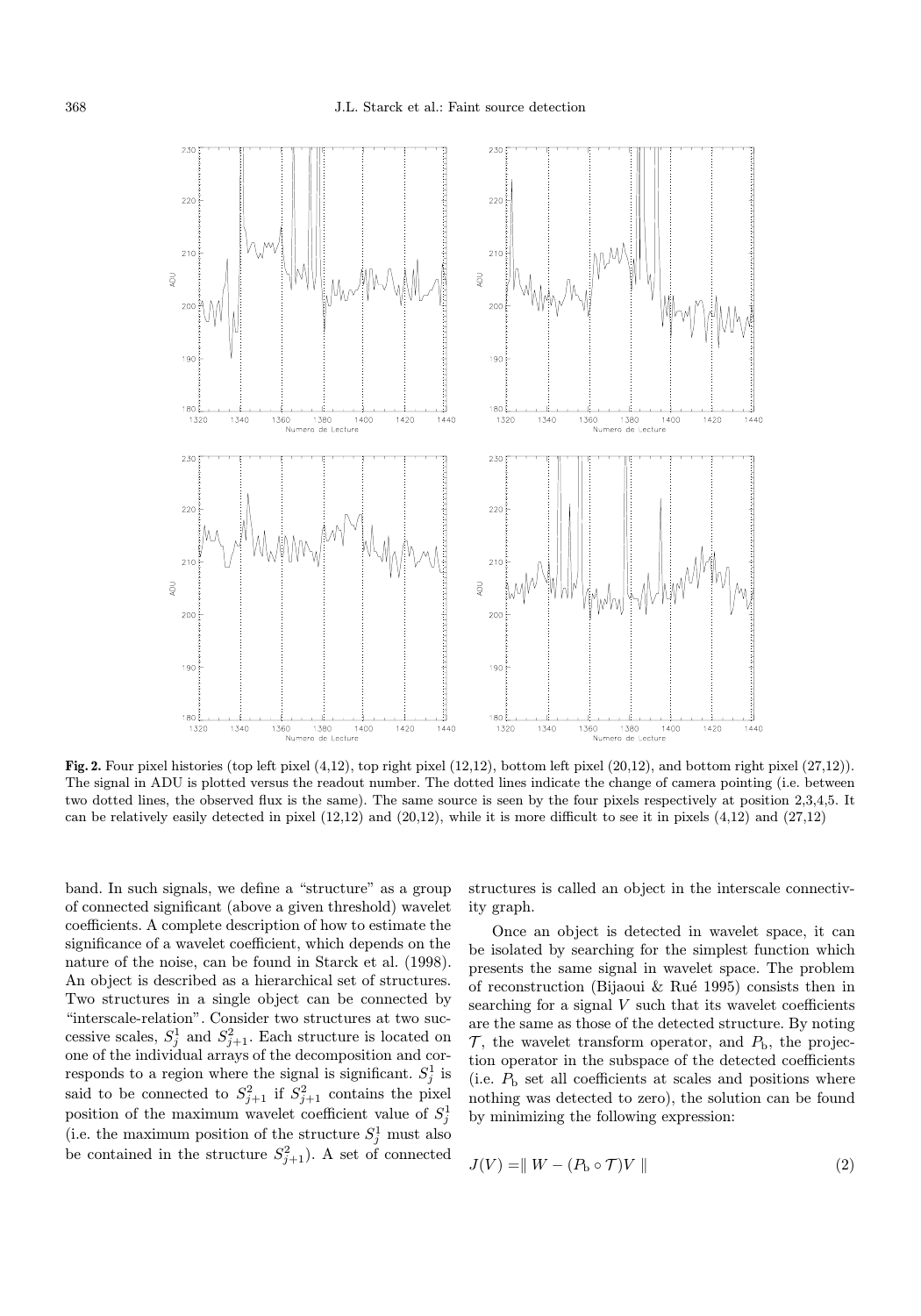**Fig. 2.** Four pixel histories (top left pixel (4,12), top right pixel (12,12), bottom left pixel (20,12), and bottom right pixel (27,12)). The signal in ADU is plotted versus the readout number. The dotted lines indicate the change of camera pointing (i.e. between two dotted lines, the observed flux is the same). The same source is seen by the four pixels respectively at position 2,3,4,5. It can be relatively easily detected in pixel (12,12) and (20,12), while it is more difficult to see it in pixels (4,12) and (27,12)

band. In such signals, we define a "structure" as a group of connected significant (above a given threshold) wavelet coefficients. A complete description of how to estimate the significance of a wavelet coefficient, which depends on the nature of the noise, can be found in Starck et al. (1998). An object is described as a hierarchical set of structures. Two structures in a single object can be connected by "interscale-relation". Consider two structures at two successive scales, $S_j^1$ and $S_{j+1}^2$. Each structure is located on one of the individual arrays of the decomposition and corresponds to a region where the signal is significant. $S_j^1$ is said to be connected to $S_{j+1}^2$ if $S_{j+1}^2$ contains the pixel position of the maximum wavelet coefficient value of $S_j^1$ (i.e. the maximum position of the structure $S_j^1$ must also be contained in the structure $S_{j+1}^2$). A set of connected structures is called an object in the interscale connectivity graph.

Once an object is detected in wavelet space, it can be isolated by searching for the simplest function which presents the same signal in wavelet space. The problem of reconstruction (Bijaoui & Rué 1995) consists then in searching for a signal $V$ such that its wavelet coefficients are the same as those of the detected structure. By noting $\mathcal{T}$, the wavelet transform operator, and $P_{\rm b}$, the projection operator in the subspace of the detected coefficients (i.e. $P_{\rm b}$ set all coefficients at scales and positions where nothing was detected to zero), the solution can be found by minimizing the following expression:

$$J(V) = \parallel W - (P_{\rm b} \circ \mathcal{T})V \parallel \quad (2)$$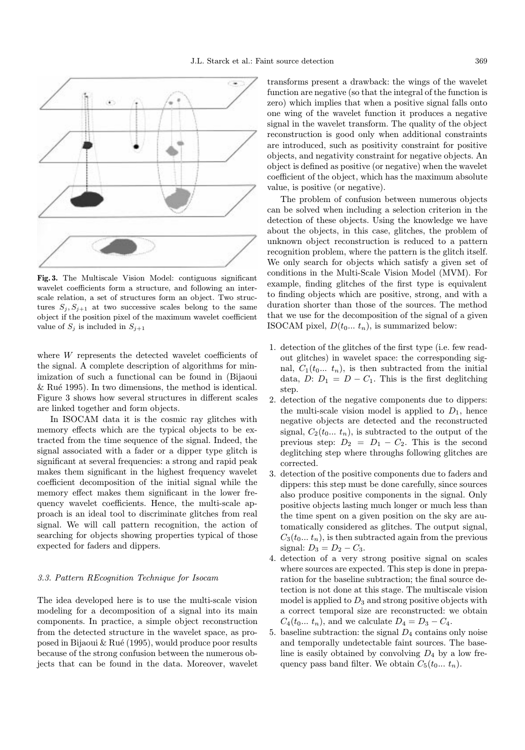**Fig. 3.** The Multiscale Vision Model: contiguous significant wavelet coefficients form a structure, and following an interscale relation, a set of structures form an object. Two structures $S_j, S_{j+1}$ at two successive scales belong to the same object if the position pixel of the maximum wavelet coefficient value of $S_j$ is included in $S_{j+1}$

where $W$ represents the detected wavelet coefficients of the signal. A complete description of algorithms for minimization of such a functional can be found in (Bijaoui & Rué 1995). In two dimensions, the method is identical. Figure 3 shows how several structures in different scales are linked together and form objects.

In ISOCAM data it is the cosmic ray glitches with memory effects which are the typical objects to be extracted from the time sequence of the signal. Indeed, the signal associated with a fader or a dipper type glitch is significant at several frequencies: a strong and rapid peak makes them significant in the highest frequency wavelet coefficient decomposition of the initial signal while the memory effect makes them significant in the lower frequency wavelet coefficients. Hence, the multi-scale approach is an ideal tool to discriminate glitches from real signal. We will call pattern recognition, the action of searching for objects showing properties typical of those expected for faders and dippers.

### 3.3. Pattern REcognition Technique for Isocam

The idea developed here is to use the multi-scale vision modeling for a decomposition of a signal into its main components. In practice, a simple object reconstruction from the detected structure in the wavelet space, as proposed in Bijaoui & Rué (1995), would produce poor results because of the strong confusion between the numerous objects that can be found in the data. Moreover, wavelet transforms present a drawback: the wings of the wavelet function are negative (so that the integral of the function is zero) which implies that when a positive signal falls onto one wing of the wavelet function it produces a negative signal in the wavelet transform. The quality of the object reconstruction is good only when additional constraints are introduced, such as positivity constraint for positive objects, and negativity constraint for negative objects. An object is defined as positive (or negative) when the wavelet coefficient of the object, which has the maximum absolute value, is positive (or negative).

The problem of confusion between numerous objects can be solved when including a selection criterion in the detection of these objects. Using the knowledge we have about the objects, in this case, glitches, the problem of unknown object reconstruction is reduced to a pattern recognition problem, where the pattern is the glitch itself. We only search for objects which satisfy a given set of conditions in the Multi-Scale Vision Model (MVM). For example, finding glitches of the first type is equivalent to finding objects which are positive, strong, and with a duration shorter than those of the sources. The method that we use for the decomposition of the signal of a given ISOCAM pixel, $D(t_0 ... \ t_n)$, is summarized below:

1. detection of the glitches of the first type (i.e. few readout glitches) in wavelet space: the corresponding signal, $C_1(t_0 ... \ t_n)$, is then subtracted from the initial data, $D$: $D_1 = D - C_1$. This is the first deglitching step.
2. detection of the negative components due to dippers: the multi-scale vision model is applied to $D_1$, hence negative objects are detected and the reconstructed signal, $C_2(t_0 ... \ t_n)$, is subtracted to the output of the previous step: $D_2 = D_1 - C_2$. This is the second deglitching step where throughs following glitches are corrected.
3. detection of the positive components due to faders and dippers: this step must be done carefully, since sources also produce positive components in the signal. Only positive objects lasting much longer or much less than the time spent on a given position on the sky are automatically considered as glitches. The output signal, $C_3(t_0 ... \ t_n)$, is then subtracted again from the previous signal: $D_3 = D_2 - C_3$.
4. detection of a very strong positive signal on scales where sources are expected. This step is done in preparation for the baseline subtraction; the final source detection is not done at this stage. The multiscale vision model is applied to $D_3$ and strong positive objects with a correct temporal size are reconstructed: we obtain $C_4(t_0 ... \ t_n)$, and we calculate $D_4 = D_3 - C_4$.
5. baseline subtraction: the signal $D_4$ contains only noise and temporally undetectable faint sources. The baseline is easily obtained by convolving $D_4$ by a low frequency pass band filter. We obtain $C_5(t_0 ... \ t_n)$.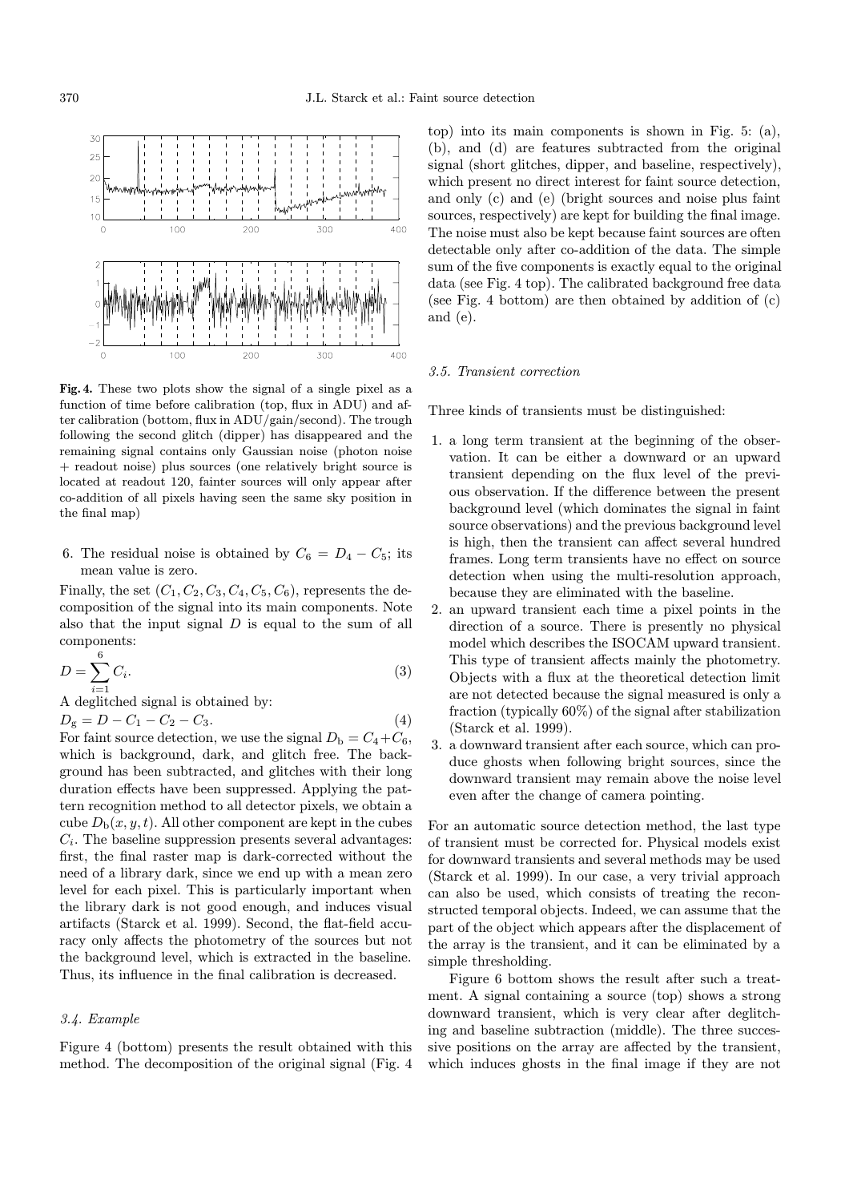**Fig. 4.** These two plots show the signal of a single pixel as a function of time before calibration (top, flux in ADU) and after calibration (bottom, flux in ADU/gain/second). The trough following the second glitch (dipper) has disappeared and the remaining signal contains only Gaussian noise (photon noise + readout noise) plus sources (one relatively bright source is located at readout 120, fainter sources will only appear after co-addition of all pixels having seen the same sky position in the final map)

6. The residual noise is obtained by $C_6 = D_4 - C_5$; its mean value is zero.

Finally, the set $(C_1, C_2, C_3, C_4, C_5, C_6)$, represents the decomposition of the signal into its main components. Note also that the input signal $D$ is equal to the sum of all components:

$$D = \sum_{i=1}^{6} C_i. \quad (3)$$

A deglitched signal is obtained by:

$$D_{\rm g} = D - C_1 - C_2 - C_3. \quad (4)$$

For faint source detection, we use the signal $D_{\rm b} = C_4 + C_6$, which is background, dark, and glitch free. The background has been subtracted, and glitches with their long duration effects have been suppressed. Applying the pattern recognition method to all detector pixels, we obtain a cube $D_{\rm b}(x, y, t)$. All other component are kept in the cubes $C_i$. The baseline suppression presents several advantages: first, the final raster map is dark-corrected without the need of a library dark, since we end up with a mean zero level for each pixel. This is particularly important when the library dark is not good enough, and induces visual artifacts (Starck et al. 1999). Second, the flat-field accuracy only affects the photometry of the sources but not the background level, which is extracted in the baseline. Thus, its influence in the final calibration is decreased.

### *3.4. Example*

Figure 4 (bottom) presents the result obtained with this method. The decomposition of the original signal (Fig. 4 top) into its main components is shown in Fig. 5: (a), (b), and (d) are features subtracted from the original signal (short glitches, dipper, and baseline, respectively), which present no direct interest for faint source detection, and only (c) and (e) (bright sources and noise plus faint sources, respectively) are kept for building the final image. The noise must also be kept because faint sources are often detectable only after co-addition of the data. The simple sum of the five components is exactly equal to the original data (see Fig. 4 top). The calibrated background free data (see Fig. 4 bottom) are then obtained by addition of (c) and (e).

### *3.5. Transient correction*

Three kinds of transients must be distinguished:

1. a long term transient at the beginning of the observation. It can be either a downward or an upward transient depending on the flux level of the previous observation. If the difference between the present background level (which dominates the signal in faint source observations) and the previous background level is high, then the transient can affect several hundred frames. Long term transients have no effect on source detection when using the multi-resolution approach, because they are eliminated with the baseline.
2. an upward transient each time a pixel points in the direction of a source. There is presently no physical model which describes the ISOCAM upward transient. This type of transient affects mainly the photometry. Objects with a flux at the theoretical detection limit are not detected because the signal measured is only a fraction (typically 60%) of the signal after stabilization (Starck et al. 1999).
3. a downward transient after each source, which can produce ghosts when following bright sources, since the downward transient may remain above the noise level even after the change of camera pointing.

For an automatic source detection method, the last type of transient must be corrected for. Physical models exist for downward transients and several methods may be used (Starck et al. 1999). In our case, a very trivial approach can also be used, which consists of treating the reconstructed temporal objects. Indeed, we can assume that the part of the object which appears after the displacement of the array is the transient, and it can be eliminated by a simple thresholding.

Figure 6 bottom shows the result after such a treatment. A signal containing a source (top) shows a strong downward transient, which is very clear after deglitching and baseline subtraction (middle). The three successive positions on the array are affected by the transient, which induces ghosts in the final image if they are not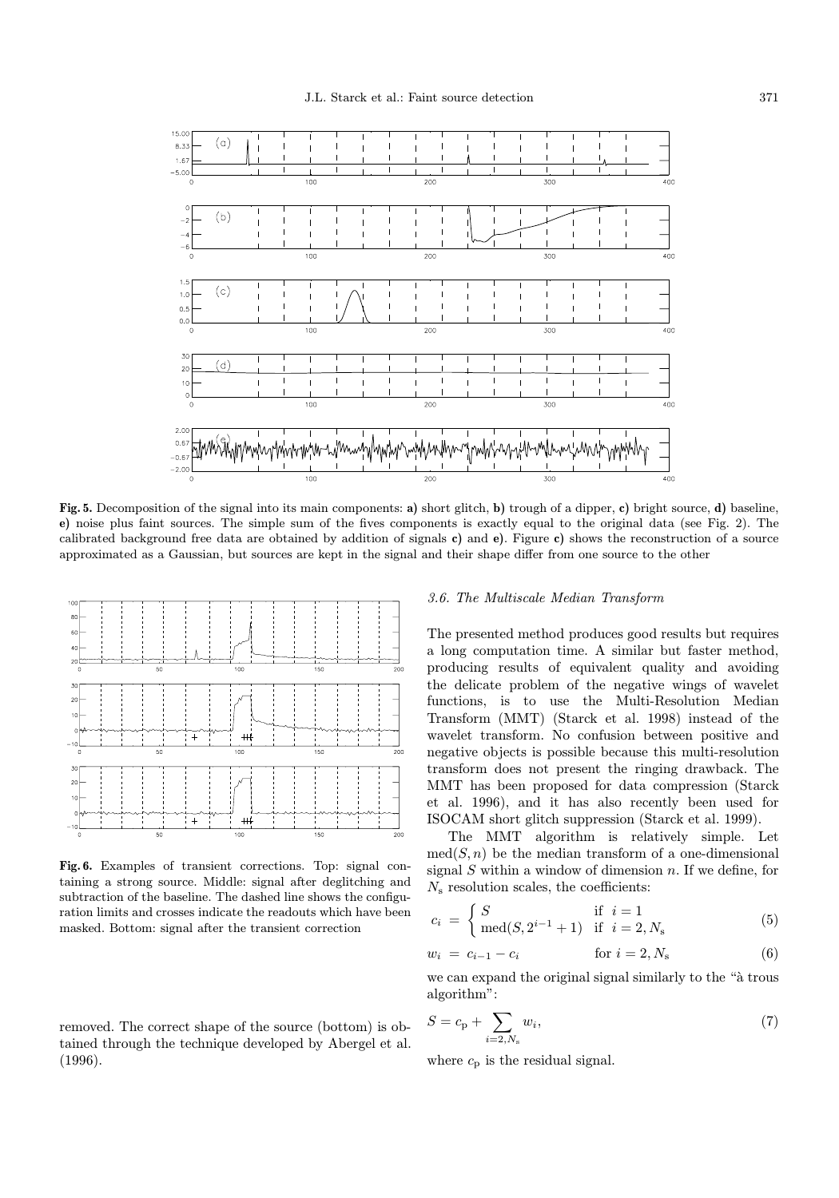**Fig. 5.** Decomposition of the signal into its main components: **a)** short glitch, **b)** trough of a dipper, **c)** bright source, **d)** baseline, **e)** noise plus faint sources. The simple sum of the fives components is exactly equal to the original data (see Fig. 2). The calibrated background free data are obtained by addition of signals **c)** and **e)**. Figure **c)** shows the reconstruction of a source approximated as a Gaussian, but sources are kept in the signal and their shape differ from one source to the other

**Fig. 6.** Examples of transient corrections. Top: signal containing a strong source. Middle: signal after deglitching and subtraction of the baseline. The dashed line shows the configuration limits and crosses indicate the readouts which have been masked. Bottom: signal after the transient correction

removed. The correct shape of the source (bottom) is obtained through the technique developed by Abergel et al. (1996).

### *3.6. The Multiscale Median Transform*

The presented method produces good results but requires a long computation time. A similar but faster method, producing results of equivalent quality and avoiding the delicate problem of the negative wings of wavelet functions, is to use the Multi-Resolution Median Transform (MMT) (Starck et al. 1998) instead of the wavelet transform. No confusion between positive and negative objects is possible because this multi-resolution transform does not present the ringing drawback. The MMT has been proposed for data compression (Starck et al. 1996), and it has also recently been used for ISOCAM short glitch suppression (Starck et al. 1999).

The MMT algorithm is relatively simple. Let $\mathrm{med}(S, n)$ be the median transform of a one-dimensional signal $S$ within a window of dimension $n$. If we define, for $N_\mathrm{s}$ resolution scales, the coefficients:

$$c_i = \begin{cases} S & \text{if } \; i = 1 \\ \mathrm{med}(S, 2^{i-1}+1) & \text{if } \; i = 2, N_\mathrm{s} \end{cases} \tag{5}$$

$$w_i = c_{i-1} - c_i \qquad \text{for } i = 2, N_\mathrm{s} \tag{6}$$

we can expand the original signal similarly to the "à trous algorithm":

$$S = c_\mathrm{p} + \sum_{i=2, N_\mathrm{s}} w_i, \tag{7}$$

where $c_\mathrm{p}$ is the residual signal.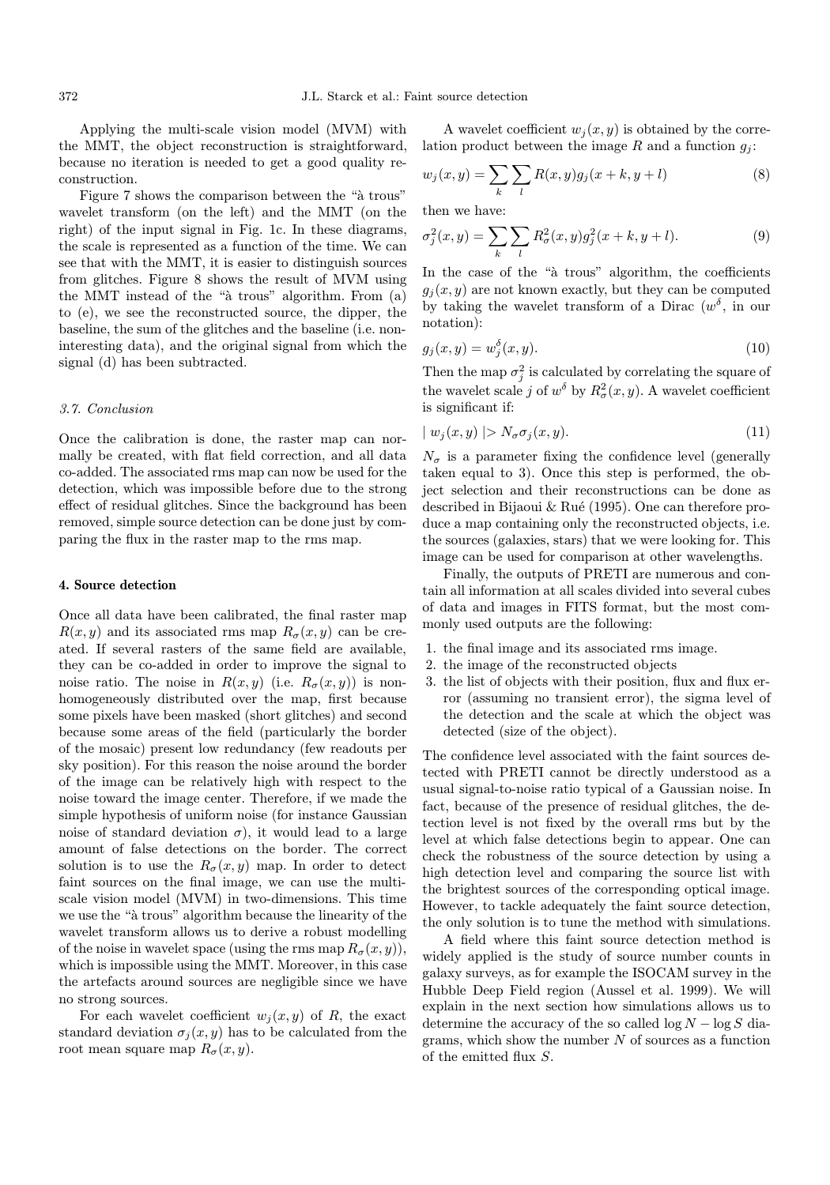Applying the multi-scale vision model (MVM) with the MMT, the object reconstruction is straightforward, because no iteration is needed to get a good quality reconstruction.

Figure 7 shows the comparison between the "à trous" wavelet transform (on the left) and the MMT (on the right) of the input signal in Fig. 1c. In these diagrams, the scale is represented as a function of the time. We can see that with the MMT, it is easier to distinguish sources from glitches. Figure 8 shows the result of MVM using the MMT instead of the "à trous" algorithm. From (a) to (e), we see the reconstructed source, the dipper, the baseline, the sum of the glitches and the baseline (i.e. non-interesting data), and the original signal from which the signal (d) has been subtracted.

### *3.7. Conclusion*

Once the calibration is done, the raster map can normally be created, with flat field correction, and all data co-added. The associated rms map can now be used for the detection, which was impossible before due to the strong effect of residual glitches. Since the background has been removed, simple source detection can be done just by comparing the flux in the raster map to the rms map.

## 4. Source detection

Once all data have been calibrated, the final raster map $R(x, y)$ and its associated rms map $R_\sigma(x, y)$ can be created. If several rasters of the same field are available, they can be co-added in order to improve the signal to noise ratio. The noise in $R(x, y)$ (i.e. $R_\sigma(x, y)$) is non-homogeneously distributed over the map, first because some pixels have been masked (short glitches) and second because some areas of the field (particularly the border of the mosaic) present low redundancy (few readouts per sky position). For this reason the noise around the border of the image can be relatively high with respect to the noise toward the image center. Therefore, if we made the simple hypothesis of uniform noise (for instance Gaussian noise of standard deviation $\sigma$), it would lead to a large amount of false detections on the border. The correct solution is to use the $R_\sigma(x, y)$ map. In order to detect faint sources on the final image, we can use the multi-scale vision model (MVM) in two-dimensions. This time we use the "à trous" algorithm because the linearity of the wavelet transform allows us to derive a robust modelling of the noise in wavelet space (using the rms map $R_\sigma(x, y)$), which is impossible using the MMT. Moreover, in this case the artefacts around sources are negligible since we have no strong sources.

For each wavelet coefficient $w_j(x, y)$ of $R$, the exact standard deviation $\sigma_j(x, y)$ has to be calculated from the root mean square map $R_\sigma(x, y)$.

A wavelet coefficient $w_j(x, y)$ is obtained by the correlation product between the image $R$ and a function $g_j$:

$$w_j(x, y) = \sum_k \sum_l R(x, y) g_j(x + k, y + l) \tag{8}$$

then we have:

$$\sigma_j^2(x, y) = \sum_k \sum_l R_\sigma^2(x, y) g_j^2(x + k, y + l). \tag{9}$$

In the case of the "à trous" algorithm, the coefficients $g_j(x, y)$ are not known exactly, but they can be computed by taking the wavelet transform of a Dirac ($w^\delta$, in our notation):

$$g_j(x, y) = w_j^\delta(x, y). \tag{10}$$

Then the map $\sigma_j^2$ is calculated by correlating the square of the wavelet scale $j$ of $w^\delta$ by $R_\sigma^2(x, y)$. A wavelet coefficient is significant if:

$$| w_j(x, y) | > N_\sigma \sigma_j(x, y). \tag{11}$$

$N_\sigma$ is a parameter fixing the confidence level (generally taken equal to 3). Once this step is performed, the object selection and their reconstructions can be done as described in Bijaoui & Rué (1995). One can therefore produce a map containing only the reconstructed objects, i.e. the sources (galaxies, stars) that we were looking for. This image can be used for comparison at other wavelengths.

Finally, the outputs of PRETI are numerous and contain all information at all scales divided into several cubes of data and images in FITS format, but the most commonly used outputs are the following:

1. the final image and its associated rms image.
2. the image of the reconstructed objects
3. the list of objects with their position, flux and flux error (assuming no transient error), the sigma level of the detection and the scale at which the object was detected (size of the object).

The confidence level associated with the faint sources detected with PRETI cannot be directly understood as a usual signal-to-noise ratio typical of a Gaussian noise. In fact, because of the presence of residual glitches, the detection level is not fixed by the overall rms but by the level at which false detections begin to appear. One can check the robustness of the source detection by using a high detection level and comparing the source list with the brightest sources of the corresponding optical image. However, to tackle adequately the faint source detection, the only solution is to tune the method with simulations.

A field where this faint source detection method is widely applied is the study of source number counts in galaxy surveys, as for example the ISOCAM survey in the Hubble Deep Field region (Aussel et al. 1999). We will explain in the next section how simulations allows us to determine the accuracy of the so called $\log N - \log S$ diagrams, which show the number $N$ of sources as a function of the emitted flux $S$.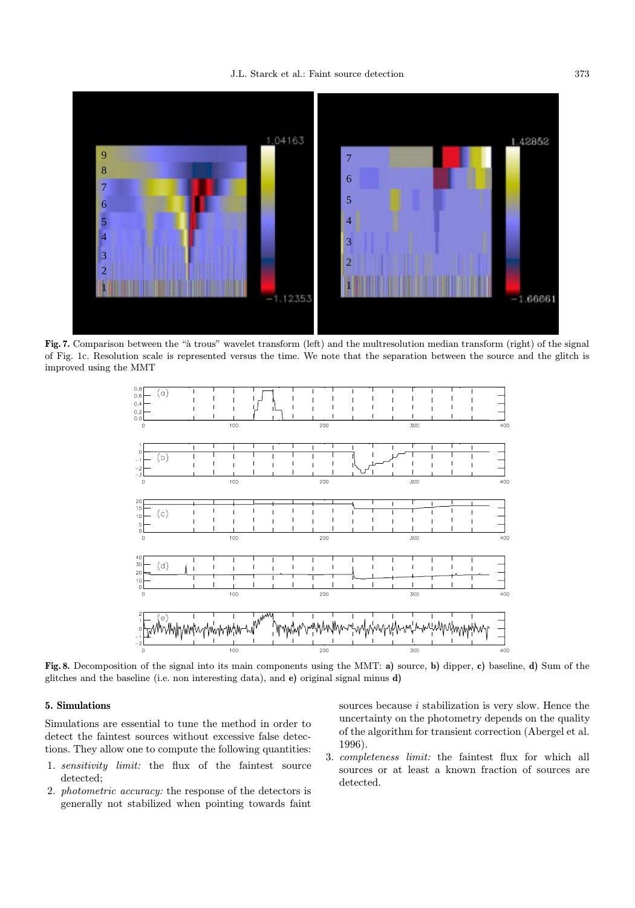**Fig. 7.** Comparison between the "à trous" wavelet transform (left) and the multresolution median transform (right) of the signal of Fig. 1c. Resolution scale is represented versus the time. We note that the separation between the source and the glitch is improved using the MMT

**Fig. 8.** Decomposition of the signal into its main components using the MMT: **a)** source, **b)** dipper, **c)** baseline, **d)** Sum of the glitches and the baseline (i.e. non interesting data), and **e)** original signal minus **d)**

## 5. Simulations

Simulations are essential to tune the method in order to detect the faintest sources without excessive false detections. They allow one to compute the following quantities:

1. *sensitivity limit:* the flux of the faintest source detected;
2. *photometric accuracy:* the response of the detectors is generally not stabilized when pointing towards faint sources because $i$ stabilization is very slow. Hence the uncertainty on the photometry depends on the quality of the algorithm for transient correction (Abergel et al. 1996).
3. *completeness limit:* the faintest flux for which all sources or at least a known fraction of sources are detected.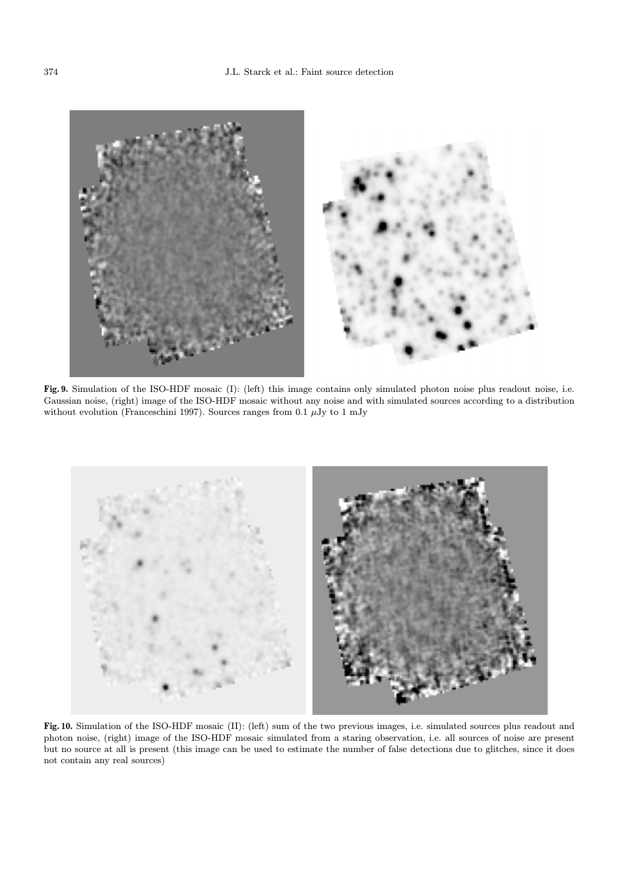**Fig. 9.** Simulation of the ISO-HDF mosaic (I): (left) this image contains only simulated photon noise plus readout noise, i.e. Gaussian noise, (right) image of the ISO-HDF mosaic without any noise and with simulated sources according to a distribution without evolution (Franceschini 1997). Sources ranges from 0.1 $\mu$Jy to 1 mJy

**Fig. 10.** Simulation of the ISO-HDF mosaic (II): (left) sum of the two previous images, i.e. simulated sources plus readout and photon noise, (right) image of the ISO-HDF mosaic simulated from a staring observation, i.e. all sources of noise are present but no source at all is present (this image can be used to estimate the number of false detections due to glitches, since it does not contain any real sources)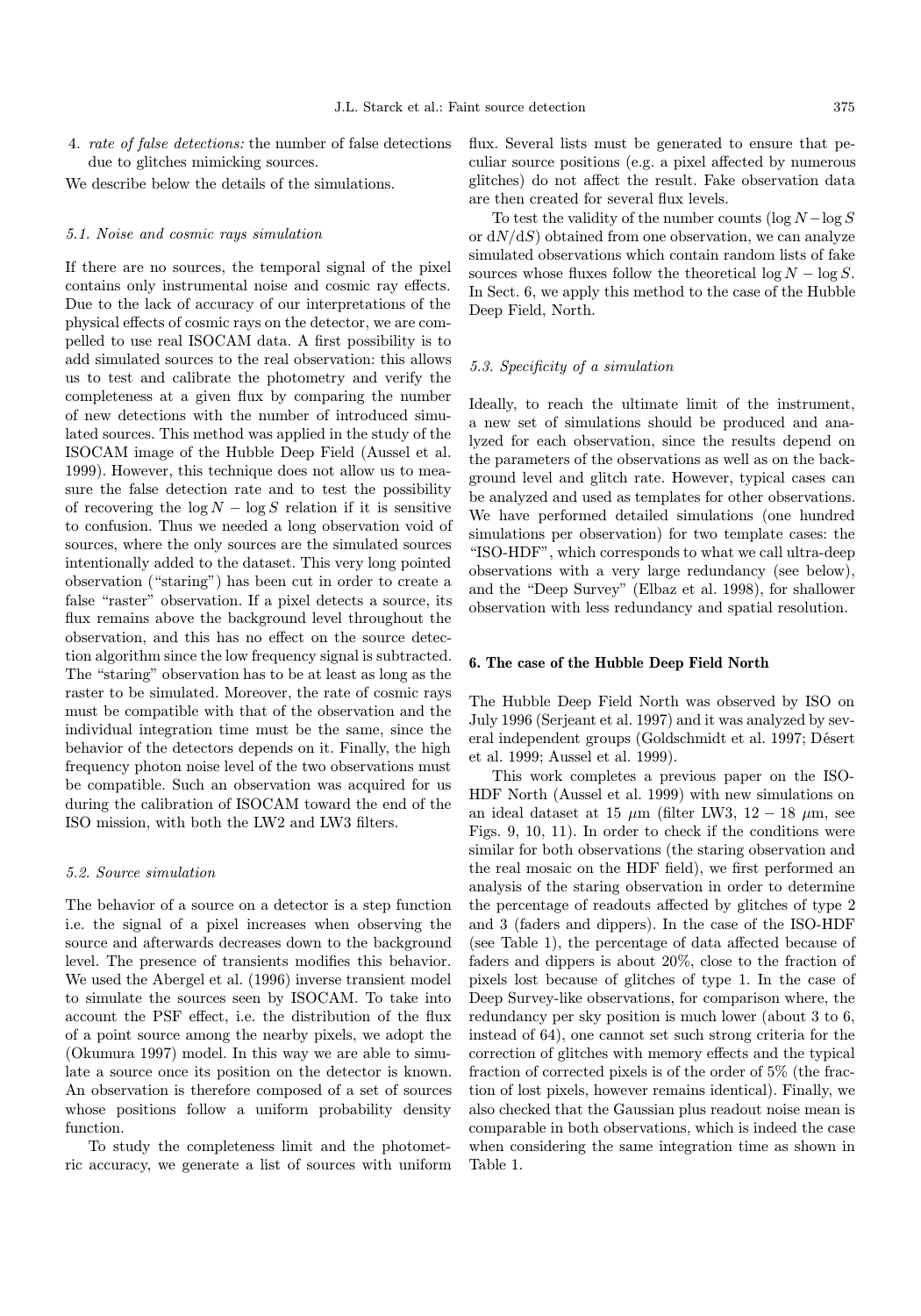4. *rate of false detections:* the number of false detections due to glitches mimicking sources.

We describe below the details of the simulations.

### 5.1. Noise and cosmic rays simulation

If there are no sources, the temporal signal of the pixel contains only instrumental noise and cosmic ray effects. Due to the lack of accuracy of our interpretations of the physical effects of cosmic rays on the detector, we are compelled to use real ISOCAM data. A first possibility is to add simulated sources to the real observation: this allows us to test and calibrate the photometry and verify the completeness at a given flux by comparing the number of new detections with the number of introduced simulated sources. This method was applied in the study of the ISOCAM image of the Hubble Deep Field (Aussel et al. 1999). However, this technique does not allow us to measure the false detection rate and to test the possibility of recovering the $\log N - \log S$ relation if it is sensitive to confusion. Thus we needed a long observation void of sources, where the only sources are the simulated sources intentionally added to the dataset. This very long pointed observation ("staring") has been cut in order to create a false "raster" observation. If a pixel detects a source, its flux remains above the background level throughout the observation, and this has no effect on the source detection algorithm since the low frequency signal is subtracted. The "staring" observation has to be at least as long as the raster to be simulated. Moreover, the rate of cosmic rays must be compatible with that of the observation and the individual integration time must be the same, since the behavior of the detectors depends on it. Finally, the high frequency photon noise level of the two observations must be compatible. Such an observation was acquired for us during the calibration of ISOCAM toward the end of the ISO mission, with both the LW2 and LW3 filters.

### 5.2. Source simulation

The behavior of a source on a detector is a step function i.e. the signal of a pixel increases when observing the source and afterwards decreases down to the background level. The presence of transients modifies this behavior. We used the Abergel et al. (1996) inverse transient model to simulate the sources seen by ISOCAM. To take into account the PSF effect, i.e. the distribution of the flux of a point source among the nearby pixels, we adopt the (Okumura 1997) model. In this way we are able to simulate a source once its position on the detector is known. An observation is therefore composed of a set of sources whose positions follow a uniform probability density function.

To study the completeness limit and the photometric accuracy, we generate a list of sources with uniform flux. Several lists must be generated to ensure that peculiar source positions (e.g. a pixel affected by numerous glitches) do not affect the result. Fake observation data are then created for several flux levels.

To test the validity of the number counts ($\log N - \log S$ or $\mathrm{d}N/\mathrm{d}S$) obtained from one observation, we can analyze simulated observations which contain random lists of fake sources whose fluxes follow the theoretical $\log N - \log S$. In Sect. 6, we apply this method to the case of the Hubble Deep Field, North.

### 5.3. Specificity of a simulation

Ideally, to reach the ultimate limit of the instrument, a new set of simulations should be produced and analyzed for each observation, since the results depend on the parameters of the observations as well as on the background level and glitch rate. However, typical cases can be analyzed and used as templates for other observations. We have performed detailed simulations (one hundred simulations per observation) for two template cases: the "ISO-HDF", which corresponds to what we call ultra-deep observations with a very large redundancy (see below), and the "Deep Survey" (Elbaz et al. 1998), for shallower observation with less redundancy and spatial resolution.

## 6. The case of the Hubble Deep Field North

The Hubble Deep Field North was observed by ISO on July 1996 (Serjeant et al. 1997) and it was analyzed by several independent groups (Goldschmidt et al. 1997; Désert et al. 1999; Aussel et al. 1999).

This work completes a previous paper on the ISO-HDF North (Aussel et al. 1999) with new simulations on an ideal dataset at 15 $\mu$m (filter LW3, $12 - 18$ $\mu$m, see Figs. 9, 10, 11). In order to check if the conditions were similar for both observations (the staring observation and the real mosaic on the HDF field), we first performed an analysis of the staring observation in order to determine the percentage of readouts affected by glitches of type 2 and 3 (faders and dippers). In the case of the ISO-HDF (see Table 1), the percentage of data affected because of faders and dippers is about 20%, close to the fraction of pixels lost because of glitches of type 1. In the case of Deep Survey-like observations, for comparison where, the redundancy per sky position is much lower (about 3 to 6, instead of 64), one cannot set such strong criteria for the correction of glitches with memory effects and the typical fraction of corrected pixels is of the order of 5% (the fraction of lost pixels, however remains identical). Finally, we also checked that the Gaussian plus readout noise mean is comparable in both observations, which is indeed the case when considering the same integration time as shown in Table 1.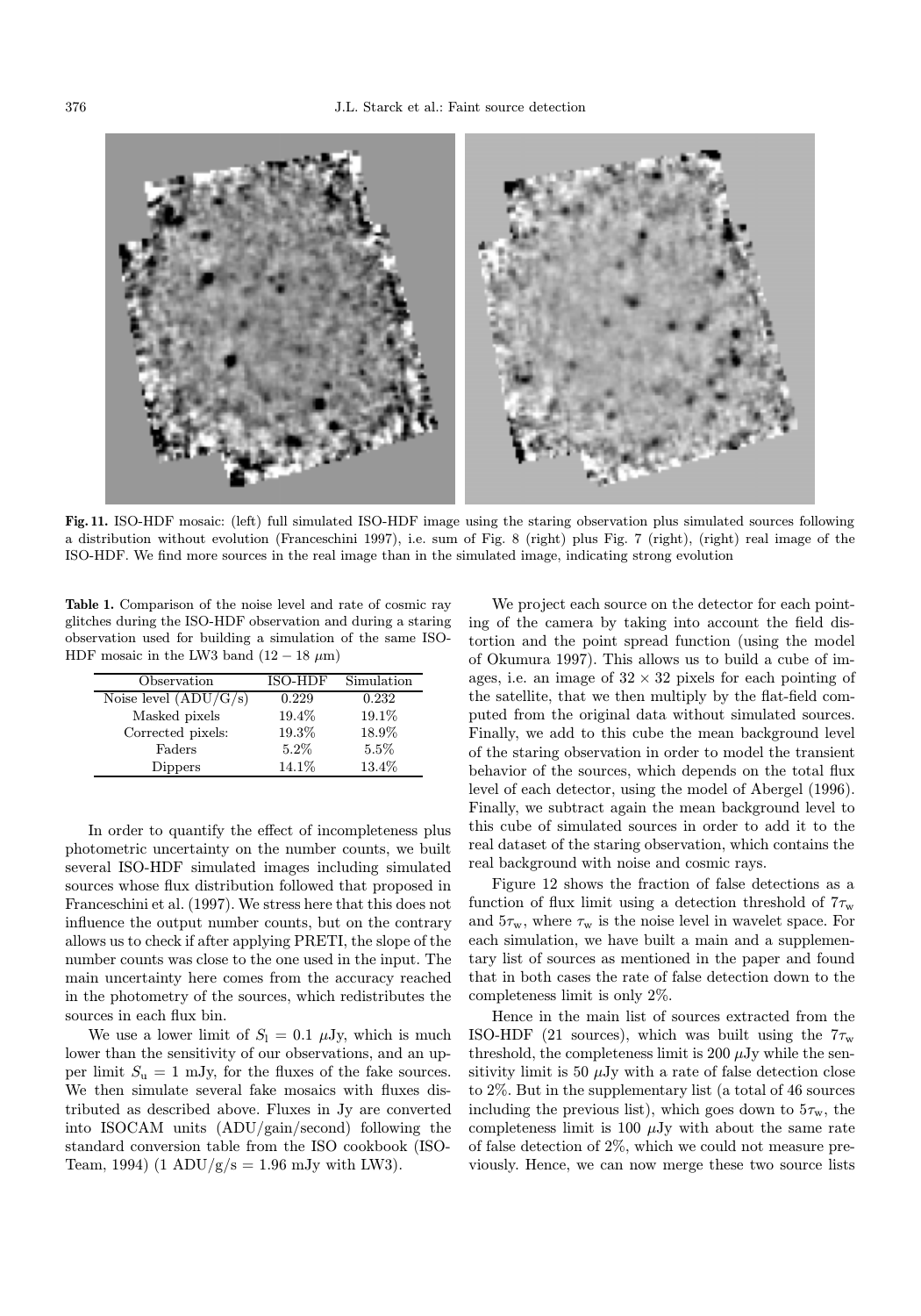**Fig. 11.** ISO-HDF mosaic: (left) full simulated ISO-HDF image using the staring observation plus simulated sources following a distribution without evolution (Franceschini 1997), i.e. sum of Fig. 8 (right) plus Fig. 7 (right), (right) real image of the ISO-HDF. We find more sources in the real image than in the simulated image, indicating strong evolution

**Table 1.** Comparison of the noise level and rate of cosmic ray glitches during the ISO-HDF observation and during a staring observation used for building a simulation of the same ISO-HDF mosaic in the LW3 band ($12 - 18$ $\mu$m)

| Observation | ISO-HDF | Simulation |
|---|---|---|
| Noise level (ADU/G/s) | 0.229 | 0.232 |
| Masked pixels | 19.4% | 19.1% |
| Corrected pixels: | 19.3% | 18.9% |
| Faders | 5.2% | 5.5% |
| Dippers | 14.1% | 13.4% |

In order to quantify the effect of incompleteness plus photometric uncertainty on the number counts, we built several ISO-HDF simulated images including simulated sources whose flux distribution followed that proposed in Franceschini et al. (1997). We stress here that this does not influence the output number counts, but on the contrary allows us to check if after applying PRETI, the slope of the number counts was close to the one used in the input. The main uncertainty here comes from the accuracy reached in the photometry of the sources, which redistributes the sources in each flux bin.

We use a lower limit of $S_{\rm l} = 0.1$ $\mu$Jy, which is much lower than the sensitivity of our observations, and an upper limit $S_{\rm u} = 1$ mJy, for the fluxes of the fake sources. We then simulate several fake mosaics with fluxes distributed as described above. Fluxes in Jy are converted into ISOCAM units (ADU/gain/second) following the standard conversion table from the ISO cookbook (ISO-Team, 1994) (1 ADU/g/s = 1.96 mJy with LW3).

We project each source on the detector for each pointing of the camera by taking into account the field distortion and the point spread function (using the model of Okumura 1997). This allows us to build a cube of images, i.e. an image of $32 \times 32$ pixels for each pointing of the satellite, that we then multiply by the flat-field computed from the original data without simulated sources. Finally, we add to this cube the mean background level of the staring observation in order to model the transient behavior of the sources, which depends on the total flux level of each detector, using the model of Abergel (1996). Finally, we subtract again the mean background level to this cube of simulated sources in order to add it to the real dataset of the staring observation, which contains the real background with noise and cosmic rays.

Figure 12 shows the fraction of false detections as a function of flux limit using a detection threshold of $7\tau_{\rm w}$ and $5\tau_{\rm w}$, where $\tau_{\rm w}$ is the noise level in wavelet space. For each simulation, we have built a main and a supplementary list of sources as mentioned in the paper and found that in both cases the rate of false detection down to the completeness limit is only 2%.

Hence in the main list of sources extracted from the ISO-HDF (21 sources), which was built using the $7\tau_{\rm w}$ threshold, the completeness limit is 200 $\mu$Jy while the sensitivity limit is 50 $\mu$Jy with a rate of false detection close to 2%. But in the supplementary list (a total of 46 sources including the previous list), which goes down to $5\tau_{\rm w}$, the completeness limit is 100 $\mu$Jy with about the same rate of false detection of 2%, which we could not measure previously. Hence, we can now merge these two source lists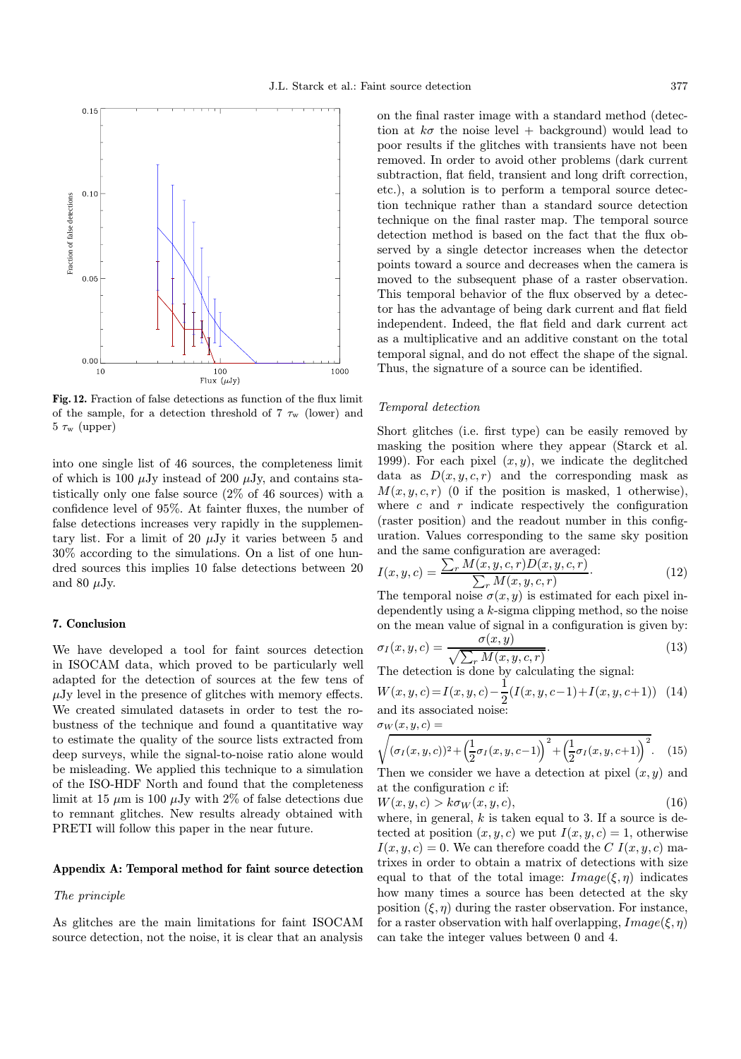**Fig. 12.** Fraction of false detections as function of the flux limit of the sample, for a detection threshold of 7 $\tau_w$ (lower) and 5 $\tau_w$ (upper)

into one single list of 46 sources, the completeness limit of which is 100 $\mu$Jy instead of 200 $\mu$Jy, and contains statistically only one false source (2% of 46 sources) with a confidence level of 95%. At fainter fluxes, the number of false detections increases very rapidly in the supplementary list. For a limit of 20 $\mu$Jy it varies between 5 and 30% according to the simulations. On a list of one hundred sources this implies 10 false detections between 20 and 80 $\mu$Jy.

## 7. Conclusion

We have developed a tool for faint sources detection in ISOCAM data, which proved to be particularly well adapted for the detection of sources at the few tens of $\mu$Jy level in the presence of glitches with memory effects. We created simulated datasets in order to test the robustness of the technique and found a quantitative way to estimate the quality of the source lists extracted from deep surveys, while the signal-to-noise ratio alone would be misleading. We applied this technique to a simulation of the ISO-HDF North and found that the completeness limit at 15 $\mu$m is 100 $\mu$Jy with 2% of false detections due to remnant glitches. New results already obtained with PRETI will follow this paper in the near future.

## Appendix A: Temporal method for faint source detection

### *The principle*

As glitches are the main limitations for faint ISOCAM source detection, not the noise, it is clear that an analysis on the final raster image with a standard method (detection at $k\sigma$ the noise level + background) would lead to poor results if the glitches with transients have not been removed. In order to avoid other problems (dark current subtraction, flat field, transient and long drift correction, etc.), a solution is to perform a temporal source detection technique rather than a standard source detection technique on the final raster map. The temporal source detection method is based on the fact that the flux observed by a single detector increases when the detector points toward a source and decreases when the camera is moved to the subsequent phase of a raster observation. This temporal behavior of the flux observed by a detector has the advantage of being dark current and flat field independent. Indeed, the flat field and dark current act as a multiplicative and an additive constant on the total temporal signal, and do not effect the shape of the signal. Thus, the signature of a source can be identified.

### *Temporal detection*

Short glitches (i.e. first type) can be easily removed by masking the position where they appear (Starck et al. 1999). For each pixel $(x, y)$, we indicate the deglitched data as $D(x, y, c, r)$ and the corresponding mask as $M(x, y, c, r)$ (0 if the position is masked, 1 otherwise), where $c$ and $r$ indicate respectively the configuration (raster position) and the readout number in this configuration. Values corresponding to the same sky position and the same configuration are averaged:

$$I(x, y, c) = \frac{\sum_r M(x, y, c, r) D(x, y, c, r)}{\sum_r M(x, y, c, r)}. \tag{12}$$

The temporal noise $\sigma(x, y)$ is estimated for each pixel independently using a $k$-sigma clipping method, so the noise on the mean value of signal in a configuration is given by:

$$\sigma_I(x, y, c) = \frac{\sigma(x, y)}{\sqrt{\sum_r M(x, y, c, r)}}. \tag{13}$$

The detection is done by calculating the signal:

$$W(x, y, c) = I(x, y, c) - \frac{1}{2}(I(x, y, c-1) + I(x, y, c+1)) \tag{14}$$

and its associated noise:

$$\sigma_W(x, y, c) = \sqrt{(\sigma_I(x, y, c))^2 + \left(\frac{1}{2}\sigma_I(x, y, c-1)\right)^2 + \left(\frac{1}{2}\sigma_I(x, y, c+1)\right)^2}. \tag{15}$$

Then we consider we have a detection at pixel $(x, y)$ and at the configuration $c$ if:

$$W(x, y, c) > k\sigma_W(x, y, c), \tag{16}$$

where, in general, $k$ is taken equal to 3. If a source is detected at position $(x, y, c)$ we put $I(x, y, c) = 1$, otherwise $I(x, y, c) = 0$. We can therefore coadd the $C$ $I(x, y, c)$ matrixes in order to obtain a matrix of detections with size equal to that of the total image: $Image(\xi, \eta)$ indicates how many times a source has been detected at the sky position $(\xi, \eta)$ during the raster observation. For instance, for a raster observation with half overlapping, $Image(\xi, \eta)$ can take the integer values between 0 and 4.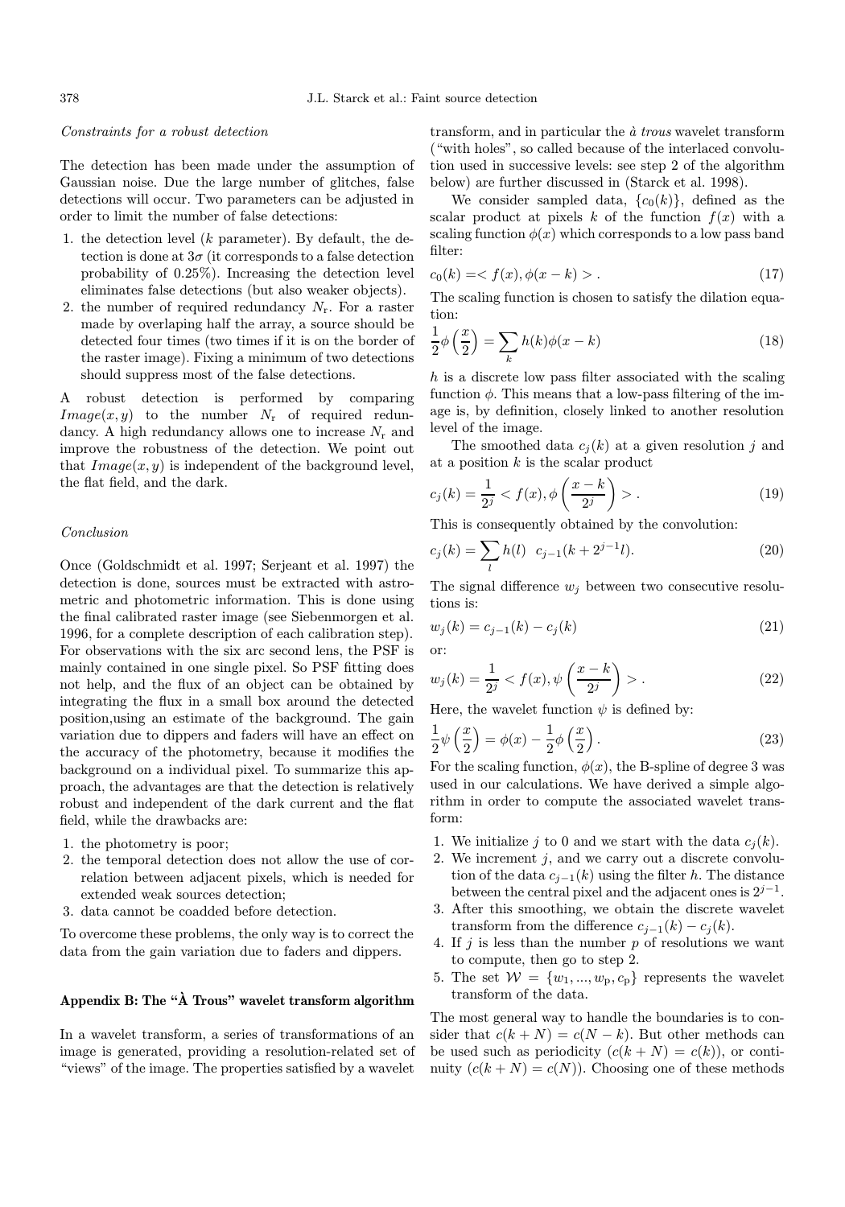*Constraints for a robust detection*

The detection has been made under the assumption of Gaussian noise. Due the large number of glitches, false detections will occur. Two parameters can be adjusted in order to limit the number of false detections:

1. the detection level ($k$ parameter). By default, the detection is done at $3\sigma$ (it corresponds to a false detection probability of 0.25%). Increasing the detection level eliminates false detections (but also weaker objects).
2. the number of required redundancy $N_{\rm r}$. For a raster made by overlaping half the array, a source should be detected four times (two times if it is on the border of the raster image). Fixing a minimum of two detections should suppress most of the false detections.

A robust detection is performed by comparing $Image(x, y)$ to the number $N_{\rm r}$ of required redundancy. A high redundancy allows one to increase $N_{\rm r}$ and improve the robustness of the detection. We point out that $Image(x, y)$ is independent of the background level, the flat field, and the dark.

*Conclusion*

Once (Goldschmidt et al. 1997; Serjeant et al. 1997) the detection is done, sources must be extracted with astrometric and photometric information. This is done using the final calibrated raster image (see Siebenmorgen et al. 1996, for a complete description of each calibration step). For observations with the six arc second lens, the PSF is mainly contained in one single pixel. So PSF fitting does not help, and the flux of an object can be obtained by integrating the flux in a small box around the detected position,using an estimate of the background. The gain variation due to dippers and faders will have an effect on the accuracy of the photometry, because it modifies the background on a individual pixel. To summarize this approach, the advantages are that the detection is relatively robust and independent of the dark current and the flat field, while the drawbacks are:

1. the photometry is poor;
2. the temporal detection does not allow the use of correlation between adjacent pixels, which is needed for extended weak sources detection;
3. data cannot be coadded before detection.

To overcome these problems, the only way is to correct the data from the gain variation due to faders and dippers.

## Appendix B: The "À Trous" wavelet transform algorithm

In a wavelet transform, a series of transformations of an image is generated, providing a resolution-related set of "views" of the image. The properties satisfied by a wavelet transform, and in particular the *à trous* wavelet transform ("with holes", so called because of the interlaced convolution used in successive levels: see step 2 of the algorithm below) are further discussed in (Starck et al. 1998).

We consider sampled data, $\{c_0(k)\}$, defined as the scalar product at pixels $k$ of the function $f(x)$ with a scaling function $\phi(x)$ which corresponds to a low pass band filter:

$$c_0(k) = < f(x), \phi(x-k) > . \tag{17}$$

The scaling function is chosen to satisfy the dilation equation:

$$\frac{1}{2}\phi\left(\frac{x}{2}\right) = \sum_k h(k)\phi(x-k) \tag{18}$$

$h$ is a discrete low pass filter associated with the scaling function $\phi$. This means that a low-pass filtering of the image is, by definition, closely linked to another resolution level of the image.

The smoothed data $c_j(k)$ at a given resolution $j$ and at a position $k$ is the scalar product

$$c_j(k) = \frac{1}{2^j} < f(x), \phi\left(\frac{x-k}{2^j}\right) > . \tag{19}$$

This is consequently obtained by the convolution:

$$c_j(k) = \sum_l h(l) \;\; c_{j-1}(k + 2^{j-1}l). \tag{20}$$

The signal difference $w_j$ between two consecutive resolutions is:

$$w_j(k) = c_{j-1}(k) - c_j(k) \tag{21}$$

or:

$$w_j(k) = \frac{1}{2^j} < f(x), \psi\left(\frac{x-k}{2^j}\right) > . \tag{22}$$

Here, the wavelet function $\psi$ is defined by:

$$\frac{1}{2}\psi\left(\frac{x}{2}\right) = \phi(x) - \frac{1}{2}\phi\left(\frac{x}{2}\right). \tag{23}$$

For the scaling function, $\phi(x)$, the B-spline of degree 3 was used in our calculations. We have derived a simple algorithm in order to compute the associated wavelet transform:

1. We initialize $j$ to 0 and we start with the data $c_j(k)$.
2. We increment $j$, and we carry out a discrete convolution of the data $c_{j-1}(k)$ using the filter $h$. The distance between the central pixel and the adjacent ones is $2^{j-1}$.
3. After this smoothing, we obtain the discrete wavelet transform from the difference $c_{j-1}(k) - c_j(k)$.
4. If $j$ is less than the number $p$ of resolutions we want to compute, then go to step 2.
5. The set $\mathcal{W} = \{w_1, ..., w_{\rm p}, c_{\rm p}\}$ represents the wavelet transform of the data.

The most general way to handle the boundaries is to consider that $c(k + N) = c(N - k)$. But other methods can be used such as periodicity ($c(k + N) = c(k)$), or continuity ($c(k + N) = c(N)$). Choosing one of these methods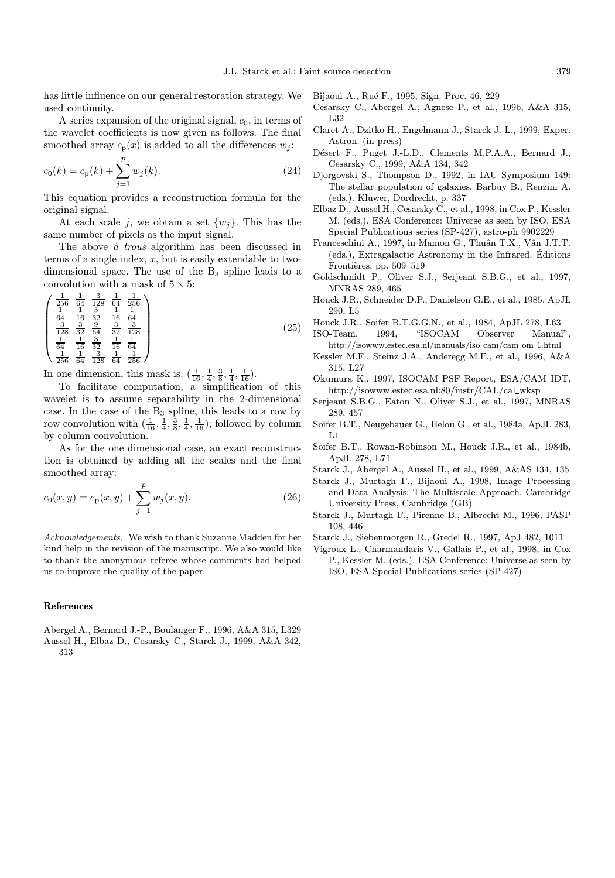has little influence on our general restoration strategy. We used continuity.

A series expansion of the original signal, $c_0$, in terms of the wavelet coefficients is now given as follows. The final smoothed array $c_{\rm p}(x)$ is added to all the differences $w_j$:

$$c_0(k) = c_{\rm p}(k) + \sum_{j=1}^{p} w_j(k). \tag{24}$$

This equation provides a reconstruction formula for the original signal.

At each scale $j$, we obtain a set $\{w_j\}$. This has the same number of pixels as the input signal.

The above *à trous* algorithm has been discussed in terms of a single index, $x$, but is easily extendable to two-dimensional space. The use of the $B_3$ spline leads to a convolution with a mask of $5 \times 5$:

$$\begin{pmatrix} \frac{1}{256} & \frac{1}{64} & \frac{3}{128} & \frac{1}{64} & \frac{1}{256} \\ \frac{1}{64} & \frac{1}{16} & \frac{3}{32} & \frac{1}{16} & \frac{1}{64} \\ \frac{3}{128} & \frac{3}{32} & \frac{9}{64} & \frac{3}{32} & \frac{3}{128} \\ \frac{1}{64} & \frac{1}{16} & \frac{3}{32} & \frac{1}{16} & \frac{1}{64} \\ \frac{1}{256} & \frac{1}{64} & \frac{3}{128} & \frac{1}{64} & \frac{1}{256} \end{pmatrix} \tag{25}$$

In one dimension, this mask is: $(\frac{1}{16}, \frac{1}{4}, \frac{3}{8}, \frac{1}{4}, \frac{1}{16})$.

To facilitate computation, a simplification of this wavelet is to assume separability in the 2-dimensional case. In the case of the $B_3$ spline, this leads to a row by row convolution with $(\frac{1}{16}, \frac{1}{4}, \frac{3}{8}, \frac{1}{4}, \frac{1}{16})$; followed by column by column convolution.

As for the one dimensional case, an exact reconstruction is obtained by adding all the scales and the final smoothed array:

$$c_0(x,y) = c_{\rm p}(x,y) + \sum_{j=1}^{p} w_j(x,y). \tag{26}$$

*Acknowledgements.* We wish to thank Suzanne Madden for her kind help in the revision of the manuscript. We also would like to thank the anonymous referee whose comments had helped us to improve the quality of the paper.

## References

Abergel A., Bernard J.-P., Boulanger F., 1996, A&A 315, L329

Aussel H., Elbaz D., Cesarsky C., Starck J., 1999, A&A 342, 313

Bijaoui A., Rué F., 1995, Sign. Proc. 46, 229

Cesarsky C., Abergel A., Agnese P., et al., 1996, A&A 315, L32

Claret A., Dzitko H., Engelmann J., Starck J.-L., 1999, Exper. Astron. (in press)

Désert F., Puget J.-L.D., Clements M.P.A.A., Bernard J., Cesarsky C., 1999, A&A 134, 342

Djorgovski S., Thompson D., 1992, in IAU Symposium 149: The stellar population of galaxies, Barbuy B., Renzini A. (eds.). Kluwer, Dordrecht, p. 337

Elbaz D., Aussel H., Cesarsky C., et al., 1998, in Cox P., Kessler M. (eds.), ESA Conference: Universe as seen by ISO, ESA Special Publications series (SP-427), astro-ph 9902229

Franceschini A., 1997, in Mamon G., Thuân T.X., Vân J.T.T. (eds.), Extragalactic Astronomy in the Infrared. Éditions Frontières, pp. 509–519

Goldschmidt P., Oliver S.J., Serjeant S.B.G., et al., 1997, MNRAS 289, 465

Houck J.R., Schneider D.P., Danielson G.E., et al., 1985, ApJL 290, L5

Houck J.R., Soifer B.T.G.G.N., et al., 1984, ApJL 278, L63

ISO-Team, 1994, "ISOCAM Observer Manual", http://isowww.estec.esa.nl/manuals/iso_cam/cam_om_1.html

Kessler M.F., Steinz J.A., Anderegg M.E., et al., 1996, A&A 315, L27

Okumura K., 1997, ISOCAM PSF Report, ESA/CAM IDT, http://isowww.estec.esa.nl:80/instr/CAL/cal_wksp

Serjeant S.B.G., Eaton N., Oliver S.J., et al., 1997, MNRAS 289, 457

Soifer B.T., Neugebauer G., Helou G., et al., 1984a, ApJL 283, L1

Soifer B.T., Rowan-Robinson M., Houck J.R., et al., 1984b, ApJL 278, L71

Starck J., Abergel A., Aussel H., et al., 1999, A&AS 134, 135

Starck J., Murtagh F., Bijaoui A., 1998, Image Processing and Data Analysis: The Multiscale Approach. Cambridge University Press, Cambridge (GB)

Starck J., Murtagh F., Pirenne B., Albrecht M., 1996, PASP 108, 446

Starck J., Siebenmorgen R., Gredel R., 1997, ApJ 482, 1011

Vigroux L., Charmandaris V., Gallais P., et al., 1998, in Cox P., Kessler M. (eds.). ESA Conference: Universe as seen by ISO, ESA Special Publications series (SP-427)